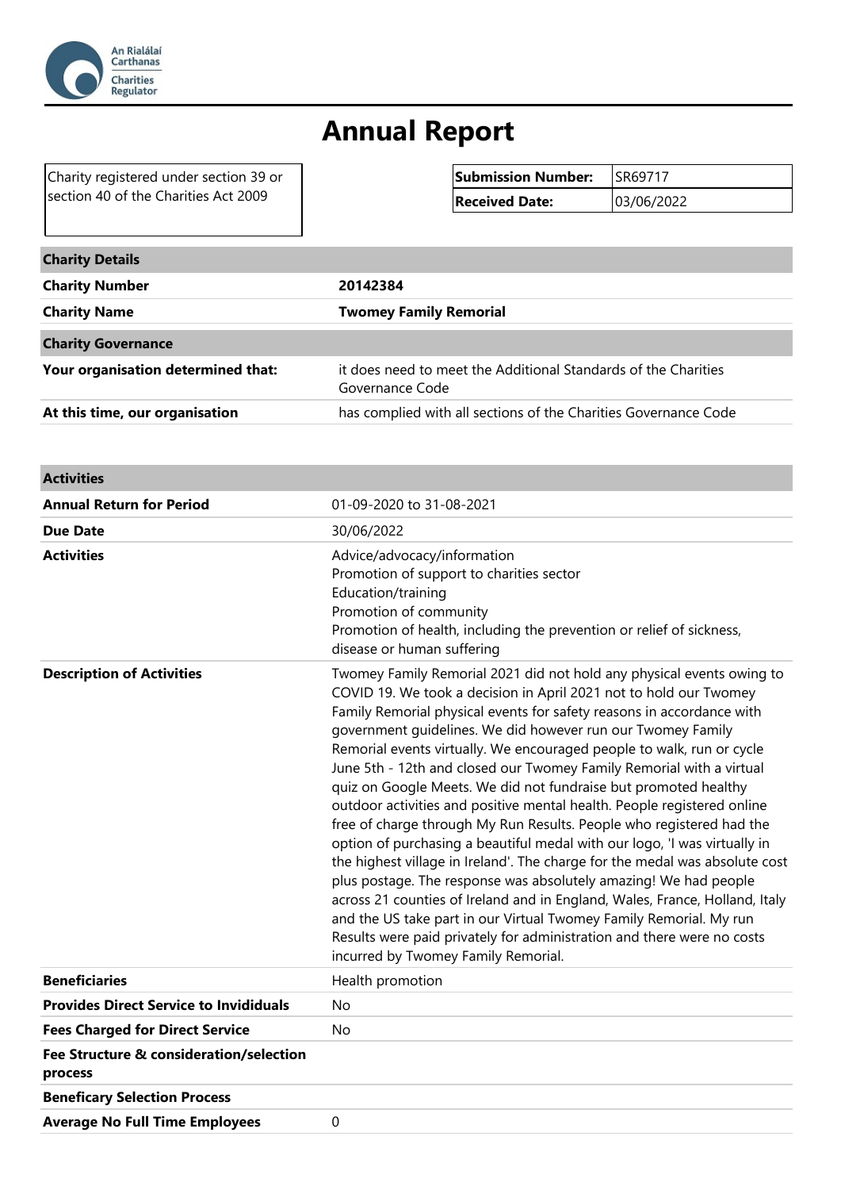# Annual Report

Charity registered under section 39 or section 40 of the Charities Act 2009

| Submission Number: | SR69717 |
|---|---|
| Received Date: | 03/06/2022 |

| Charity Details | |
|---|---|
| Charity Number | 20142384 |
| Charity Name | Twomey Family Remorial |
| **Charity Governance** | |
| Your organisation determined that: | it does need to meet the Additional Standards of the Charities Governance Code |
| At this time, our organisation | has complied with all sections of the Charities Governance Code |

| Activities | |
|---|---|
| Annual Return for Period | 01-09-2020 to 31-08-2021 |
| Due Date | 30/06/2022 |
| Activities | Advice/advocacy/information<br>Promotion of support to charities sector<br>Education/training<br>Promotion of community<br>Promotion of health, including the prevention or relief of sickness, disease or human suffering |
| Description of Activities | Twomey Family Remorial 2021 did not hold any physical events owing to COVID 19. We took a decision in April 2021 not to hold our Twomey Family Remorial physical events for safety reasons in accordance with government guidelines. We did however run our Twomey Family Remorial events virtually. We encouraged people to walk, run or cycle June 5th - 12th and closed our Twomey Family Remorial with a virtual quiz on Google Meets. We did not fundraise but promoted healthy outdoor activities and positive mental health. People registered online free of charge through My Run Results. People who registered had the option of purchasing a beautiful medal with our logo, 'I was virtually in the highest village in Ireland'. The charge for the medal was absolute cost plus postage. The response was absolutely amazing! We had people across 21 counties of Ireland and in England, Wales, France, Holland, Italy and the US take part in our Virtual Twomey Family Remorial. My run Results were paid privately for administration and there were no costs incurred by Twomey Family Remorial. |
| Beneficiaries | Health promotion |
| Provides Direct Service to Invididuals | No |
| Fees Charged for Direct Service | No |
| Fee Structure & consideration/selection process | |
| Beneficary Selection Process | |
| Average No Full Time Employees | 0 |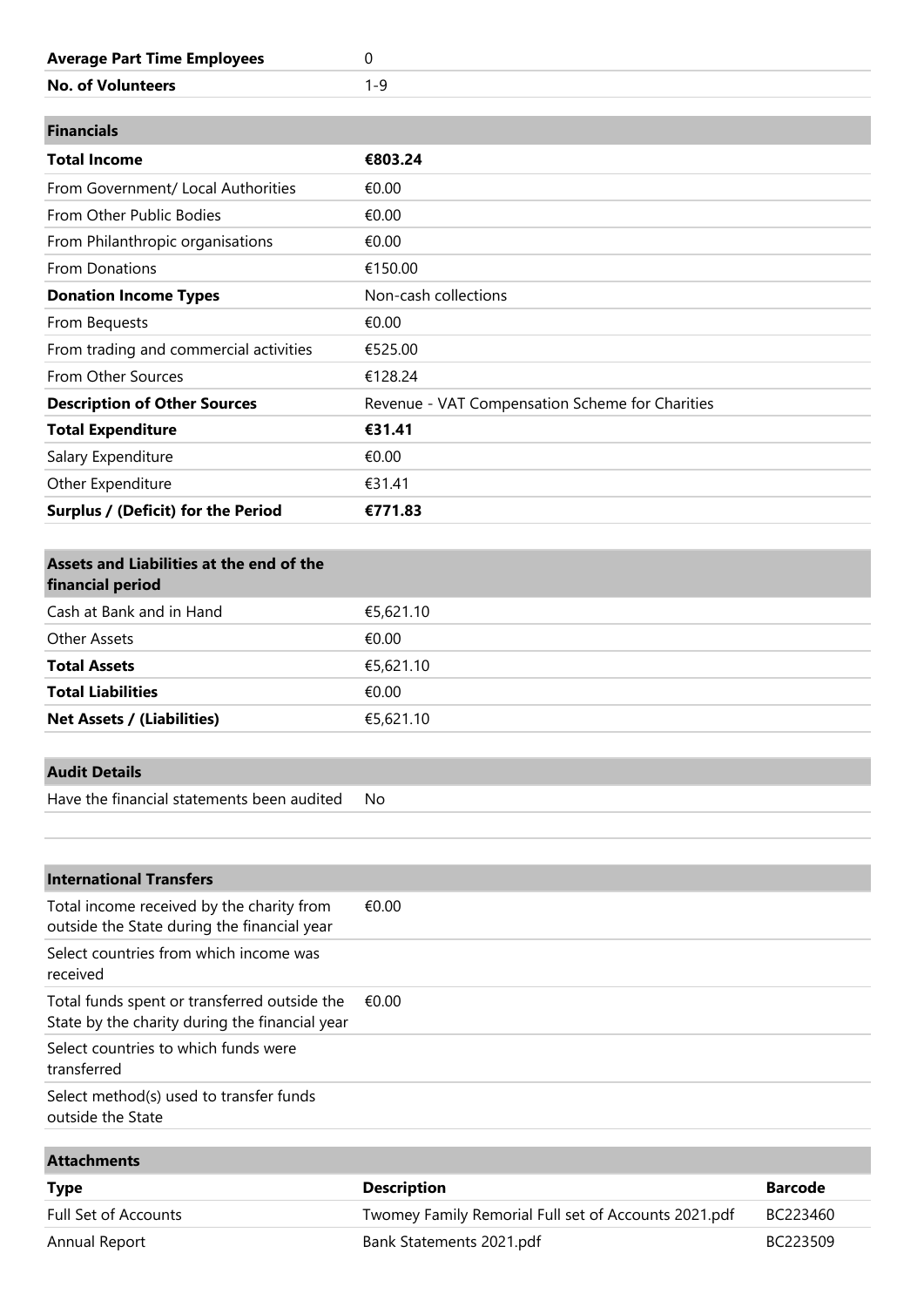| | |
|---|---|
| **Average Part Time Employees** | 0 |
| **No. of Volunteers** | 1-9 |

| **Financials** | |
|---|---|
| **Total Income** | **€803.24** |
| From Government/ Local Authorities | €0.00 |
| From Other Public Bodies | €0.00 |
| From Philanthropic organisations | €0.00 |
| From Donations | €150.00 |
| **Donation Income Types** | Non-cash collections |
| From Bequests | €0.00 |
| From trading and commercial activities | €525.00 |
| From Other Sources | €128.24 |
| **Description of Other Sources** | Revenue - VAT Compensation Scheme for Charities |
| **Total Expenditure** | **€31.41** |
| Salary Expenditure | €0.00 |
| Other Expenditure | €31.41 |
| **Surplus / (Deficit) for the Period** | **€771.83** |

| **Assets and Liabilities at the end of the financial period** | |
|---|---|
| Cash at Bank and in Hand | €5,621.10 |
| Other Assets | €0.00 |
| **Total Assets** | €5,621.10 |
| **Total Liabilities** | €0.00 |
| **Net Assets / (Liabilities)** | €5,621.10 |

| **Audit Details** | |
|---|---|
| Have the financial statements been audited | No |

| **International Transfers** | |
|---|---|
| Total income received by the charity from outside the State during the financial year | €0.00 |
| Select countries from which income was received | |
| Total funds spent or transferred outside the State by the charity during the financial year | €0.00 |
| Select countries to which funds were transferred | |
| Select method(s) used to transfer funds outside the State | |

**Attachments**

| **Type** | **Description** | **Barcode** |
|---|---|---|
| Full Set of Accounts | Twomey Family Remorial Full set of Accounts 2021.pdf | BC223460 |
| Annual Report | Bank Statements 2021.pdf | BC223509 |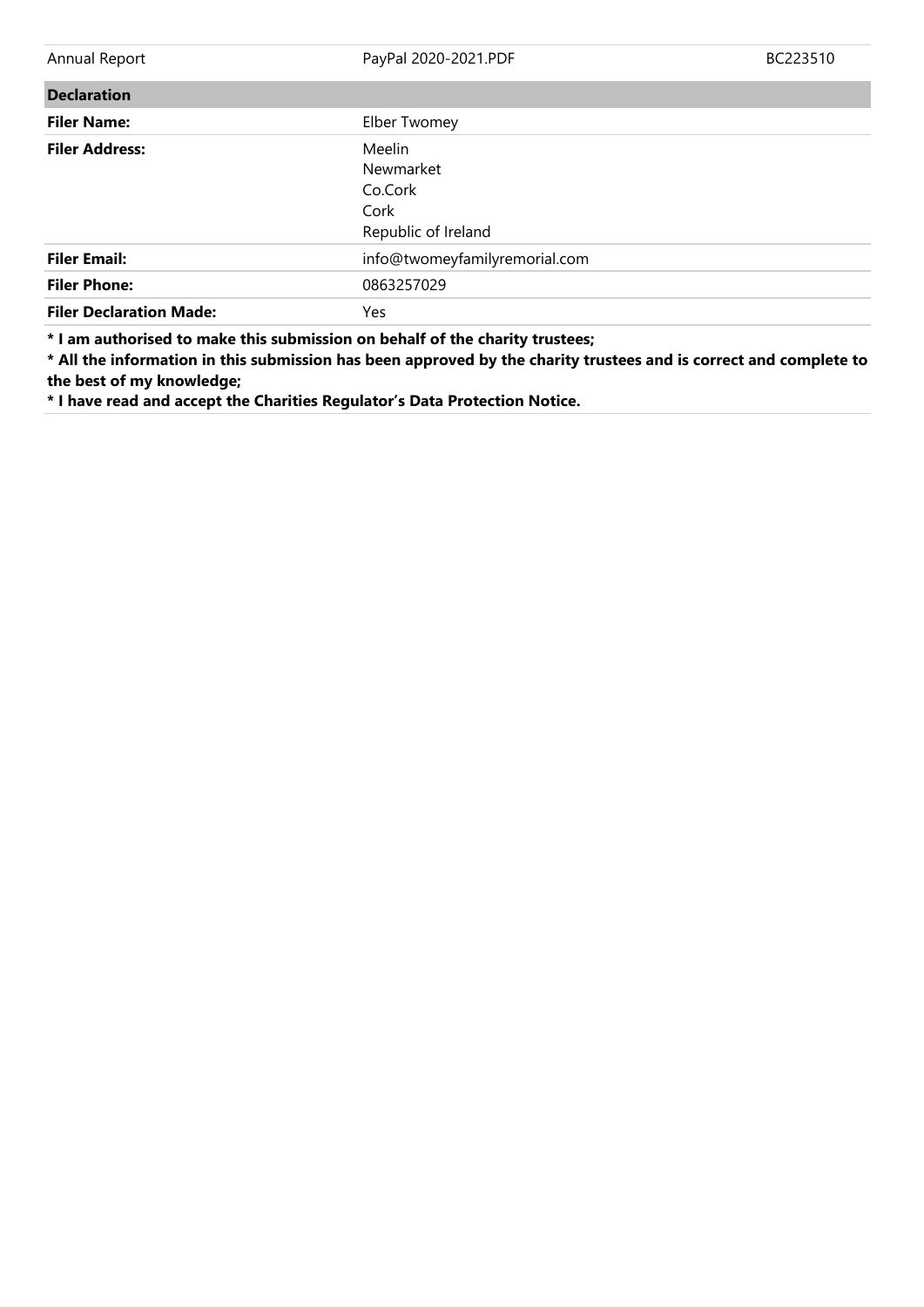## Declaration

| | |
|---|---|
| **Filer Name:** | Elber Twomey |
| **Filer Address:** | Meelin<br>Newmarket<br>Co.Cork<br>Cork<br>Republic of Ireland |
| **Filer Email:** | info@twomeyfamilyremorial.com |
| **Filer Phone:** | 0863257029 |
| **Filer Declaration Made:** | Yes |

**\* I am authorised to make this submission on behalf of the charity trustees;**

**\* All the information in this submission has been approved by the charity trustees and is correct and complete to the best of my knowledge;**

**\* I have read and accept the Charities Regulator's Data Protection Notice.**